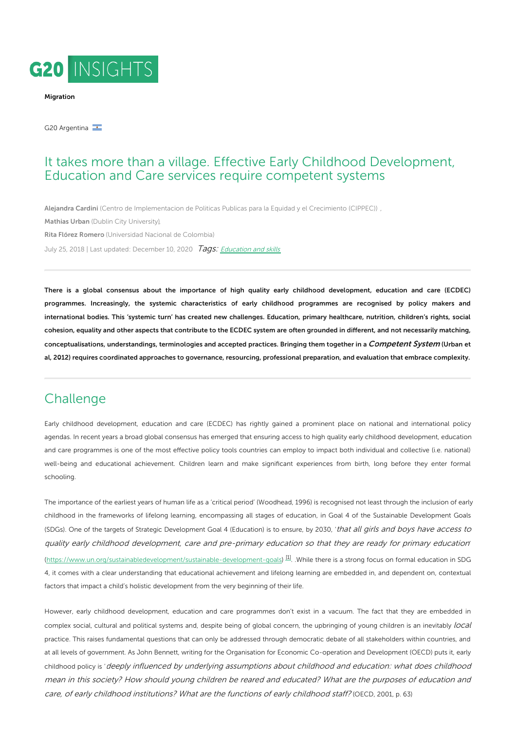G20 INSIGHTS

**Migration**

G20 Argentina

# It takes more than a village. Effective Early Childhood Development, Education and Care services require competent systems

**Alejandra Cardini** (Centro de Implementacion de Politicas Publicas para la Equidad y el Crecimiento (CIPPEC)) ,

**Mathias Urban** (Dublin City University),

**Rita Flórez Romero** (Universidad Nacional de Colombia)

July 25, 2018 | Last updated: December 10, 2020 *Tags:* Education and skills

---

**There is a global consensus about the importance of high quality early childhood development, education and care (ECDEC) programmes. Increasingly, the systemic characteristics of early childhood programmes are recognised by policy makers and international bodies. This 'systemic turn' has created new challenges. Education, primary healthcare, nutrition, children's rights, social cohesion, equality and other aspects that contribute to the ECDEC system are often grounded in different, and not necessarily matching, conceptualisations, understandings, terminologies and accepted practices. Bringing them together in a *Competent System* (Urban et al, 2012) requires coordinated approaches to governance, resourcing, professional preparation, and evaluation that embrace complexity.**

---

## Challenge

Early childhood development, education and care (ECDEC) has rightly gained a prominent place on national and international policy agendas. In recent years a broad global consensus has emerged that ensuring access to high quality early childhood development, education and care programmes is one of the most effective policy tools countries can employ to impact both individual and collective (i.e. national) well-being and educational achievement. Children learn and make significant experiences from birth, long before they enter formal schooling.

The importance of the earliest years of human life as a 'critical period' (Woodhead, 1996) is recognised not least through the inclusion of early childhood in the frameworks of lifelong learning, encompassing all stages of education, in Goal 4 of the Sustainable Development Goals (SDGs). One of the targets of Strategic Development Goal 4 (Education) is to ensure, by 2030, '*that all girls and boys have access to quality early childhood development, care and pre-primary education so that they are ready for primary education*' (https://www.un.org/sustainabledevelopment/sustainable-development-goals) [1]. .While there is a strong focus on formal education in SDG 4, it comes with a clear understanding that educational achievement and lifelong learning are embedded in, and dependent on, contextual factors that impact a child's holistic development from the very beginning of their life.

However, early childhood development, education and care programmes don't exist in a vacuum. The fact that they are embedded in complex social, cultural and political systems and, despite being of global concern, the upbringing of young children is an inevitably *local* practice. This raises fundamental questions that can only be addressed through democratic debate of all stakeholders within countries, and at all levels of government. As John Bennett, writing for the Organisation for Economic Co-operation and Development (OECD) puts it, early childhood policy is '*deeply influenced by underlying assumptions about childhood and education: what does childhood mean in this society? How should young children be reared and educated? What are the purposes of education and care, of early childhood institutions? What are the functions of early childhood staff?*' (OECD, 2001, p. 63)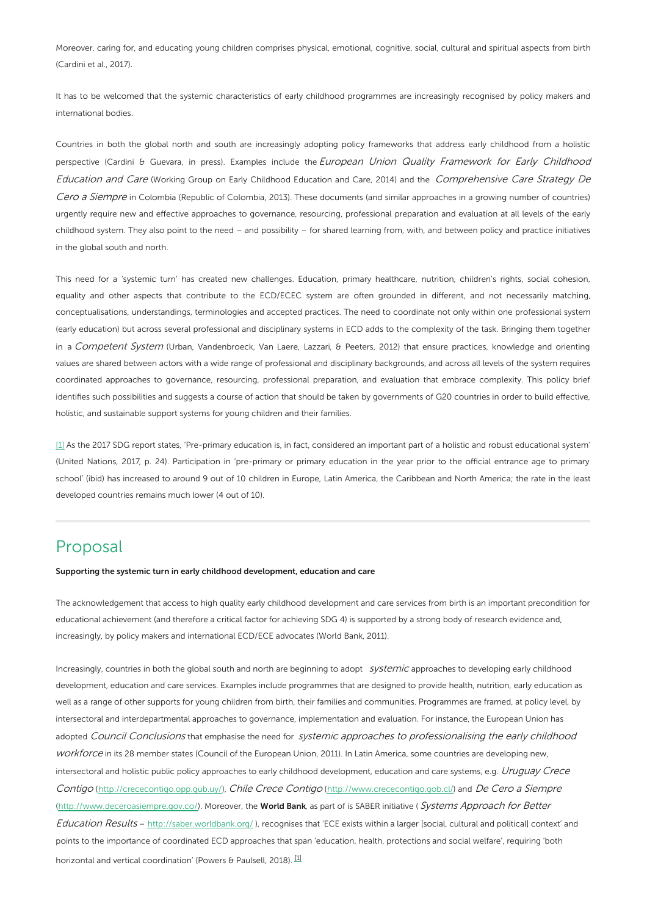Moreover, caring for, and educating young children comprises physical, emotional, cognitive, social, cultural and spiritual aspects from birth (Cardini et al., 2017).

It has to be welcomed that the systemic characteristics of early childhood programmes are increasingly recognised by policy makers and international bodies.

Countries in both the global north and south are increasingly adopting policy frameworks that address early childhood from a holistic perspective (Cardini & Guevara, in press). Examples include the *European Union Quality Framework for Early Childhood Education and Care* (Working Group on Early Childhood Education and Care, 2014) and the *Comprehensive Care Strategy De Cero a Siempre* in Colombia (Republic of Colombia, 2013). These documents (and similar approaches in a growing number of countries) urgently require new and effective approaches to governance, resourcing, professional preparation and evaluation at all levels of the early childhood system. They also point to the need – and possibility – for shared learning from, with, and between policy and practice initiatives in the global south and north.

This need for a 'systemic turn' has created new challenges. Education, primary healthcare, nutrition, children's rights, social cohesion, equality and other aspects that contribute to the ECD/ECEC system are often grounded in different, and not necessarily matching, conceptualisations, understandings, terminologies and accepted practices. The need to coordinate not only within one professional system (early education) but across several professional and disciplinary systems in ECD adds to the complexity of the task. Bringing them together in a *Competent System* (Urban, Vandenbroeck, Van Laere, Lazzari, & Peeters, 2012) that ensure practices, knowledge and orienting values are shared between actors with a wide range of professional and disciplinary backgrounds, and across all levels of the system requires coordinated approaches to governance, resourcing, professional preparation, and evaluation that embrace complexity. This policy brief identifies such possibilities and suggests a course of action that should be taken by governments of G20 countries in order to build effective, holistic, and sustainable support systems for young children and their families.

[1] As the 2017 SDG report states, 'Pre-primary education is, in fact, considered an important part of a holistic and robust educational system' (United Nations, 2017, p. 24). Participation in 'pre-primary or primary education in the year prior to the official entrance age to primary school' (ibid) has increased to around 9 out of 10 children in Europe, Latin America, the Caribbean and North America; the rate in the least developed countries remains much lower (4 out of 10).

---

## Proposal

**Supporting the systemic turn in early childhood development, education and care**

The acknowledgement that access to high quality early childhood development and care services from birth is an important precondition for educational achievement (and therefore a critical factor for achieving SDG 4) is supported by a strong body of research evidence and, increasingly, by policy makers and international ECD/ECE advocates (World Bank, 2011).

Increasingly, countries in both the global south and north are beginning to adopt *systemic* approaches to developing early childhood development, education and care services. Examples include programmes that are designed to provide health, nutrition, early education as well as a range of other supports for young children from birth, their families and communities. Programmes are framed, at policy level, by intersectoral and interdepartmental approaches to governance, implementation and evaluation. For instance, the European Union has adopted *Council Conclusions* that emphasise the need for *systemic approaches to professionalising the early childhood workforce* in its 28 member states (Council of the European Union, 2011). In Latin America, some countries are developing new, intersectoral and holistic public policy approaches to early childhood development, education and care systems, e.g. *Uruguay Crece Contigo* (http://crececontigo.opp.gub.uy/), *Chile Crece Contigo* (http://www.crececontigo.gob.cl/) and *De Cero a Siempre* (http://www.deceroasiempre.gov.co/). Moreover, the **World Bank**, as part of is SABER initiative ( *Systems Approach for Better Education Results* – http://saber.worldbank.org/ ), recognises that 'ECE exists within a larger [social, cultural and political] context' and points to the importance of coordinated ECD approaches that span 'education, health, protections and social welfare', requiring 'both horizontal and vertical coordination' (Powers & Paulsell, 2018). [1]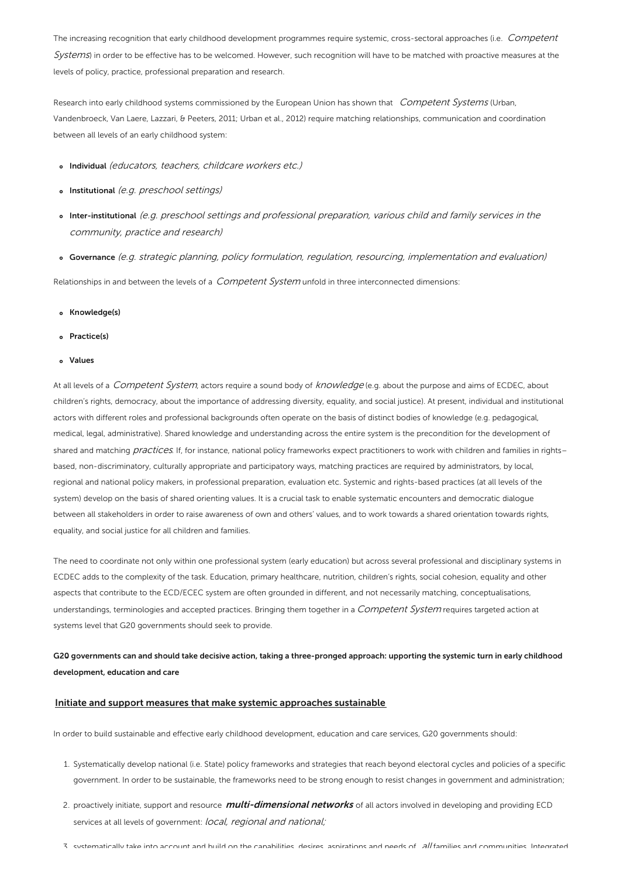The increasing recognition that early childhood development programmes require systemic, cross-sectoral approaches (i.e. *Competent Systems*) in order to be effective has to be welcomed. However, such recognition will have to be matched with proactive measures at the levels of policy, practice, professional preparation and research.

Research into early childhood systems commissioned by the European Union has shown that *Competent Systems* (Urban, Vandenbroeck, Van Laere, Lazzari, & Peeters, 2011; Urban et al., 2012) require matching relationships, communication and coordination between all levels of an early childhood system:

- **Individual** *(educators, teachers, childcare workers etc.)*
- **Institutional** *(e.g. preschool settings)*
- **Inter-institutional** *(e.g. preschool settings and professional preparation, various child and family services in the community, practice and research)*
- **Governance** *(e.g. strategic planning, policy formulation, regulation, resourcing, implementation and evaluation)*

Relationships in and between the levels of a *Competent System* unfold in three interconnected dimensions:

- **Knowledge(s)**
- **Practice(s)**
- **Values**

At all levels of a *Competent System*, actors require a sound body of *knowledge* (e.g. about the purpose and aims of ECDEC, about children's rights, democracy, about the importance of addressing diversity, equality, and social justice). At present, individual and institutional actors with different roles and professional backgrounds often operate on the basis of distinct bodies of knowledge (e.g. pedagogical, medical, legal, administrative). Shared knowledge and understanding across the entire system is the precondition for the development of shared and matching *practices*. If, for instance, national policy frameworks expect practitioners to work with children and families in rights–based, non-discriminatory, culturally appropriate and participatory ways, matching practices are required by administrators, by local, regional and national policy makers, in professional preparation, evaluation etc. Systemic and rights-based practices (at all levels of the system) develop on the basis of shared orienting values. It is a crucial task to enable systematic encounters and democratic dialogue between all stakeholders in order to raise awareness of own and others' values, and to work towards a shared orientation towards rights, equality, and social justice for all children and families.

The need to coordinate not only within one professional system (early education) but across several professional and disciplinary systems in ECDEC adds to the complexity of the task. Education, primary healthcare, nutrition, children's rights, social cohesion, equality and other aspects that contribute to the ECD/ECEC system are often grounded in different, and not necessarily matching, conceptualisations, understandings, terminologies and accepted practices. Bringing them together in a *Competent System* requires targeted action at systems level that G20 governments should seek to provide.

**G20 governments can and should take decisive action, taking a three-pronged approach: upporting the systemic turn in early childhood development, education and care**

## Initiate and support measures that make systemic approaches sustainable

In order to build sustainable and effective early childhood development, education and care services, G20 governments should:

1. Systematically develop national (i.e. State) policy frameworks and strategies that reach beyond electoral cycles and policies of a specific government. In order to be sustainable, the frameworks need to be strong enough to resist changes in government and administration;
2. proactively initiate, support and resource ***multi-dimensional networks*** of all actors involved in developing and providing ECD services at all levels of government: *local, regional and national;*
3. systematically take into account and build on the capabilities, desires, aspirations and needs of *all* families and communities. Integrated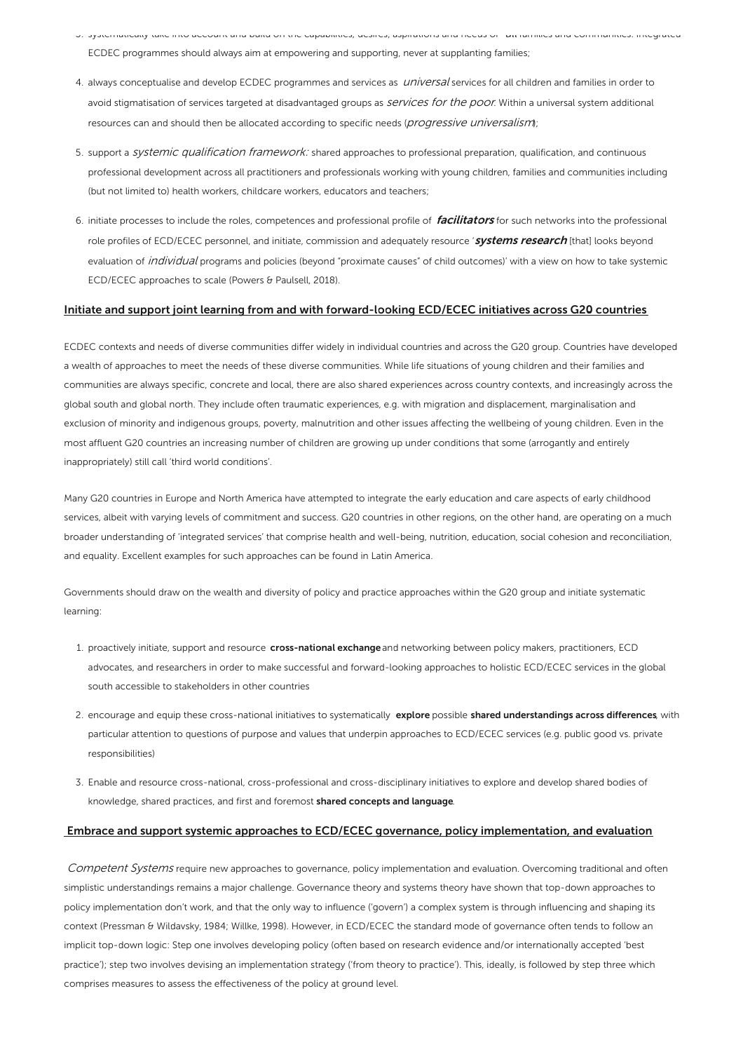3. systematically take into account and build on the capabilities, desires, aspirations and needs of *all* families and communities. Integrated ECDEC programmes should always aim at empowering and supporting, never at supplanting families;
4. always conceptualise and develop ECDEC programmes and services as *universal* services for all children and families in order to avoid stigmatisation of services targeted at disadvantaged groups as *services for the poor*. Within a universal system additional resources can and should then be allocated according to specific needs (*progressive universalism*);
5. support a *systemic qualification framework*: shared approaches to professional preparation, qualification, and continuous professional development across all practitioners and professionals working with young children, families and communities including (but not limited to) health workers, childcare workers, educators and teachers;
6. initiate processes to include the roles, competences and professional profile of ***facilitators*** for such networks into the professional role profiles of ECD/ECEC personnel, and initiate, commission and adequately resource '***systems research*** [that] looks beyond evaluation of *individual* programs and policies (beyond "proximate causes" of child outcomes)' with a view on how to take systemic ECD/ECEC approaches to scale (Powers & Paulsell, 2018).

## Initiate and support joint learning from and with forward-looking ECD/ECEC initiatives across G20 countries

ECDEC contexts and needs of diverse communities differ widely in individual countries and across the G20 group. Countries have developed a wealth of approaches to meet the needs of these diverse communities. While life situations of young children and their families and communities are always specific, concrete and local, there are also shared experiences across country contexts, and increasingly across the global south and global north. They include often traumatic experiences, e.g. with migration and displacement, marginalisation and exclusion of minority and indigenous groups, poverty, malnutrition and other issues affecting the wellbeing of young children. Even in the most affluent G20 countries an increasing number of children are growing up under conditions that some (arrogantly and entirely inappropriately) still call 'third world conditions'.

Many G20 countries in Europe and North America have attempted to integrate the early education and care aspects of early childhood services, albeit with varying levels of commitment and success. G20 countries in other regions, on the other hand, are operating on a much broader understanding of 'integrated services' that comprise health and well-being, nutrition, education, social cohesion and reconciliation, and equality. Excellent examples for such approaches can be found in Latin America.

Governments should draw on the wealth and diversity of policy and practice approaches within the G20 group and initiate systematic learning:

1. proactively initiate, support and resource **cross-national exchange** and networking between policy makers, practitioners, ECD advocates, and researchers in order to make successful and forward-looking approaches to holistic ECD/ECEC services in the global south accessible to stakeholders in other countries
2. encourage and equip these cross-national initiatives to systematically **explore** possible **shared understandings across differences**, with particular attention to questions of purpose and values that underpin approaches to ECD/ECEC services (e.g. public good vs. private responsibilities)
3. Enable and resource cross-national, cross-professional and cross-disciplinary initiatives to explore and develop shared bodies of knowledge, shared practices, and first and foremost **shared concepts and language**.

## Embrace and support systemic approaches to ECD/ECEC governance, policy implementation, and evaluation

*Competent Systems* require new approaches to governance, policy implementation and evaluation. Overcoming traditional and often simplistic understandings remains a major challenge. Governance theory and systems theory have shown that top-down approaches to policy implementation don't work, and that the only way to influence ('govern') a complex system is through influencing and shaping its context (Pressman & Wildavsky, 1984; Willke, 1998). However, in ECD/ECEC the standard mode of governance often tends to follow an implicit top-down logic: Step one involves developing policy (often based on research evidence and/or internationally accepted 'best practice'); step two involves devising an implementation strategy ('from theory to practice'). This, ideally, is followed by step three which comprises measures to assess the effectiveness of the policy at ground level.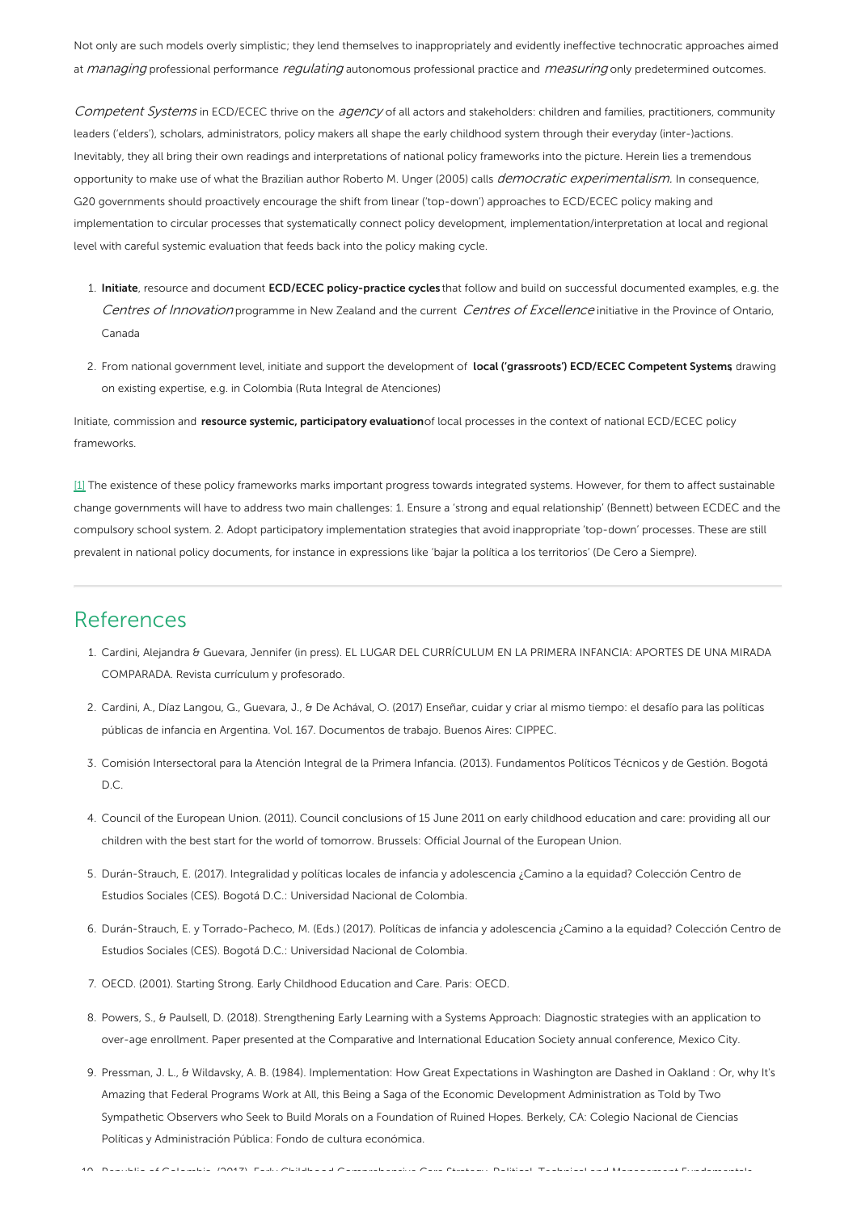Not only are such models overly simplistic; they lend themselves to inappropriately and evidently ineffective technocratic approaches aimed at *managing* professional performance *regulating* autonomous professional practice and *measuring* only predetermined outcomes.

*Competent Systems* in ECD/ECEC thrive on the *agency* of all actors and stakeholders: children and families, practitioners, community leaders ('elders'), scholars, administrators, policy makers all shape the early childhood system through their everyday (inter-)actions. Inevitably, they all bring their own readings and interpretations of national policy frameworks into the picture. Herein lies a tremendous opportunity to make use of what the Brazilian author Roberto M. Unger (2005) calls *democratic experimentalism*. In consequence, G20 governments should proactively encourage the shift from linear ('top-down') approaches to ECD/ECEC policy making and implementation to circular processes that systematically connect policy development, implementation/interpretation at local and regional level with careful systemic evaluation that feeds back into the policy making cycle.

1. **Initiate**, resource and document **ECD/ECEC policy-practice cycles** that follow and build on successful documented examples, e.g. the *Centres of Innovation* programme in New Zealand and the current *Centres of Excellence* initiative in the Province of Ontario, Canada
2. From national government level, initiate and support the development of **local ('grassroots') ECD/ECEC Competent Systems**, drawing on existing expertise, e.g. in Colombia (Ruta Integral de Atenciones)

Initiate, commission and **resource systemic, participatory evaluation** of local processes in the context of national ECD/ECEC policy frameworks.

[1] The existence of these policy frameworks marks important progress towards integrated systems. However, for them to affect sustainable change governments will have to address two main challenges: 1. Ensure a 'strong and equal relationship' (Bennett) between ECDEC and the compulsory school system. 2. Adopt participatory implementation strategies that avoid inappropriate 'top-down' processes. These are still prevalent in national policy documents, for instance in expressions like 'bajar la política a los territorios' (De Cero a Siempre).

## References

1. Cardini, Alejandra & Guevara, Jennifer (in press). EL LUGAR DEL CURRÍCULUM EN LA PRIMERA INFANCIA: APORTES DE UNA MIRADA COMPARADA. Revista currículum y profesorado.
2. Cardini, A., Díaz Langou, G., Guevara, J., & De Achával, O. (2017) Enseñar, cuidar y criar al mismo tiempo: el desafío para las políticas públicas de infancia en Argentina. Vol. 167. Documentos de trabajo. Buenos Aires: CIPPEC.
3. Comisión Intersectoral para la Atención Integral de la Primera Infancia. (2013). Fundamentos Políticos Técnicos y de Gestión. Bogotá D.C.
4. Council of the European Union. (2011). Council conclusions of 15 June 2011 on early childhood education and care: providing all our children with the best start for the world of tomorrow. Brussels: Official Journal of the European Union.
5. Durán-Strauch, E. (2017). Integralidad y políticas locales de infancia y adolescencia ¿Camino a la equidad? Colección Centro de Estudios Sociales (CES). Bogotá D.C.: Universidad Nacional de Colombia.
6. Durán-Strauch, E. y Torrado-Pacheco, M. (Eds.) (2017). Políticas de infancia y adolescencia ¿Camino a la equidad? Colección Centro de Estudios Sociales (CES). Bogotá D.C.: Universidad Nacional de Colombia.
7. OECD. (2001). Starting Strong. Early Childhood Education and Care. Paris: OECD.
8. Powers, S., & Paulsell, D. (2018). Strengthening Early Learning with a Systems Approach: Diagnostic strategies with an application to over-age enrollment. Paper presented at the Comparative and International Education Society annual conference, Mexico City.
9. Pressman, J. L., & Wildavsky, A. B. (1984). Implementation: How Great Expectations in Washington are Dashed in Oakland : Or, why It's Amazing that Federal Programs Work at All, this Being a Saga of the Economic Development Administration as Told by Two Sympathetic Observers who Seek to Build Morals on a Foundation of Ruined Hopes. Berkely, CA: Colegio Nacional de Ciencias Políticas y Administración Pública: Fondo de cultura económica.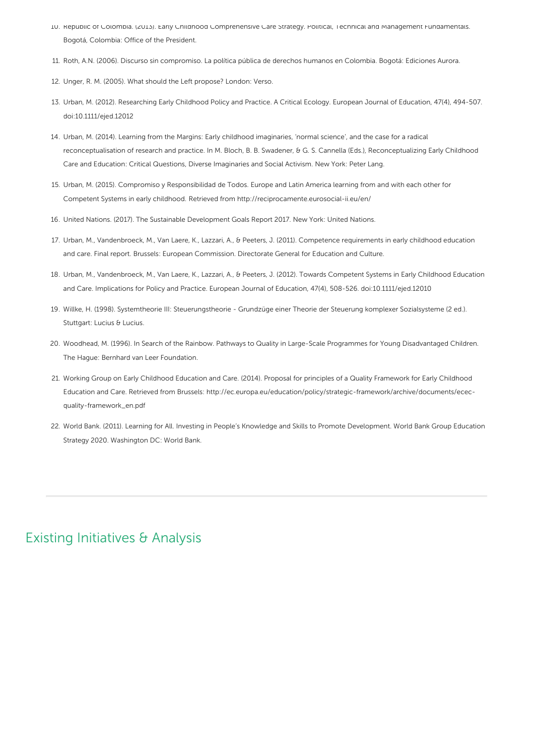10. Republic of Colombia. (2013). Early Childhood Comprehensive Care Strategy. Political, Technical and Management Fundamentals. Bogotá, Colombia: Office of the President.
11. Roth, A.N. (2006). Discurso sin compromiso. La política pública de derechos humanos en Colombia. Bogotá: Ediciones Aurora.
12. Unger, R. M. (2005). What should the Left propose? London: Verso.
13. Urban, M. (2012). Researching Early Childhood Policy and Practice. A Critical Ecology. European Journal of Education, 47(4), 494-507. doi:10.1111/ejed.12012
14. Urban, M. (2014). Learning from the Margins: Early childhood imaginaries, 'normal science', and the case for a radical reconceptualisation of research and practice. In M. Bloch, B. B. Swadener, & G. S. Cannella (Eds.), Reconceptualizing Early Childhood Care and Education: Critical Questions, Diverse Imaginaries and Social Activism. New York: Peter Lang.
15. Urban, M. (2015). Compromiso y Responsibilidad de Todos. Europe and Latin America learning from and with each other for Competent Systems in early childhood. Retrieved from http://reciprocamente.eurosocial-ii.eu/en/
16. United Nations. (2017). The Sustainable Development Goals Report 2017. New York: United Nations.
17. Urban, M., Vandenbroeck, M., Van Laere, K., Lazzari, A., & Peeters, J. (2011). Competence requirements in early childhood education and care. Final report. Brussels: European Commission. Directorate General for Education and Culture.
18. Urban, M., Vandenbroeck, M., Van Laere, K., Lazzari, A., & Peeters, J. (2012). Towards Competent Systems in Early Childhood Education and Care. Implications for Policy and Practice. European Journal of Education, 47(4), 508-526. doi:10.1111/ejed.12010
19. Willke, H. (1998). Systemtheorie III: Steuerungstheorie - Grundzüge einer Theorie der Steuerung komplexer Sozialsysteme (2 ed.). Stuttgart: Lucius & Lucius.
20. Woodhead, M. (1996). In Search of the Rainbow. Pathways to Quality in Large-Scale Programmes for Young Disadvantaged Children. The Hague: Bernhard van Leer Foundation.
21. Working Group on Early Childhood Education and Care. (2014). Proposal for principles of a Quality Framework for Early Childhood Education and Care. Retrieved from Brussels: http://ec.europa.eu/education/policy/strategic-framework/archive/documents/ecec-quality-framework_en.pdf
22. World Bank. (2011). Learning for All. Investing in People's Knowledge and Skills to Promote Development. World Bank Group Education Strategy 2020. Washington DC: World Bank.

---

## Existing Initiatives & Analysis